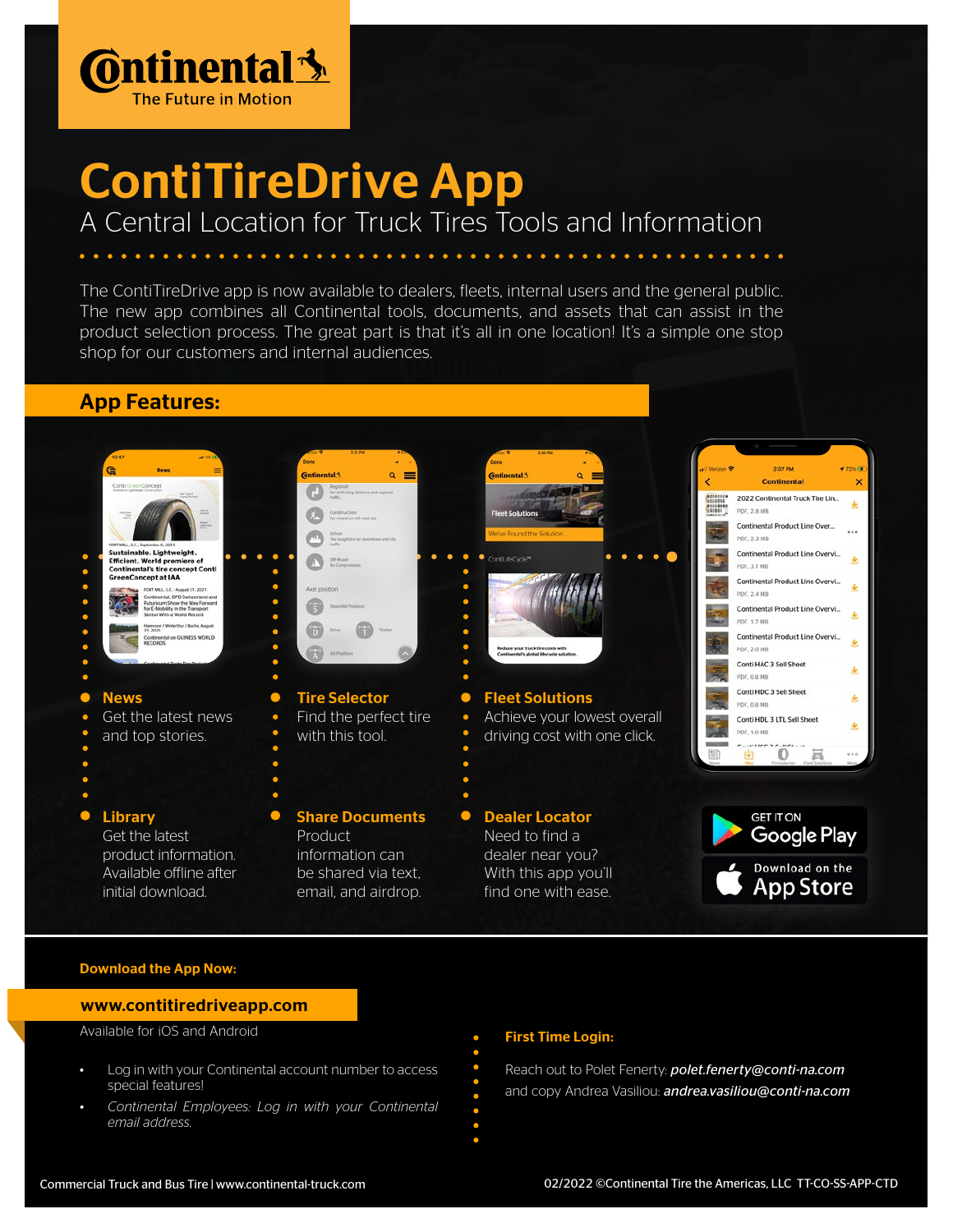Continental
The Future in Motion

# ContiTireDrive App

## A Central Location for Truck Tires Tools and Information

The ContiTireDrive app is now available to dealers, fleets, internal users and the general public. The new app combines all Continental tools, documents, and assets that can assist in the product selection process. The great part is that it's all in one location! It's a simple one stop shop for our customers and internal audiences.

## App Features:

**News**
Get the latest news and top stories.

**Tire Selector**
Find the perfect tire with this tool.

**Fleet Solutions**
Achieve your lowest overall driving cost with one click.

**Library**
Get the latest product information. Available offline after initial download.

**Share Documents**
Product information can be shared via text, email, and airdrop.

**Dealer Locator**
Need to find a dealer near you? With this app you'll find one with ease.

GET IT ON Google Play

Download on the App Store

**Download the App Now:**

**www.contitiredriveapp.com**

Available for iOS and Android

- Log in with your Continental account number to access special features!
- *Continental Employees: Log in with your Continental email address.*

**First Time Login:**

Reach out to Polet Fenerty: ***polet.fenerty@conti-na.com***
and copy Andrea Vasiliou: ***andrea.vasiliou@conti-na.com***

Commercial Truck and Bus Tire | www.continental-truck.com

02/2022 ©Continental Tire the Americas, LLC TT-CO-SS-APP-CTD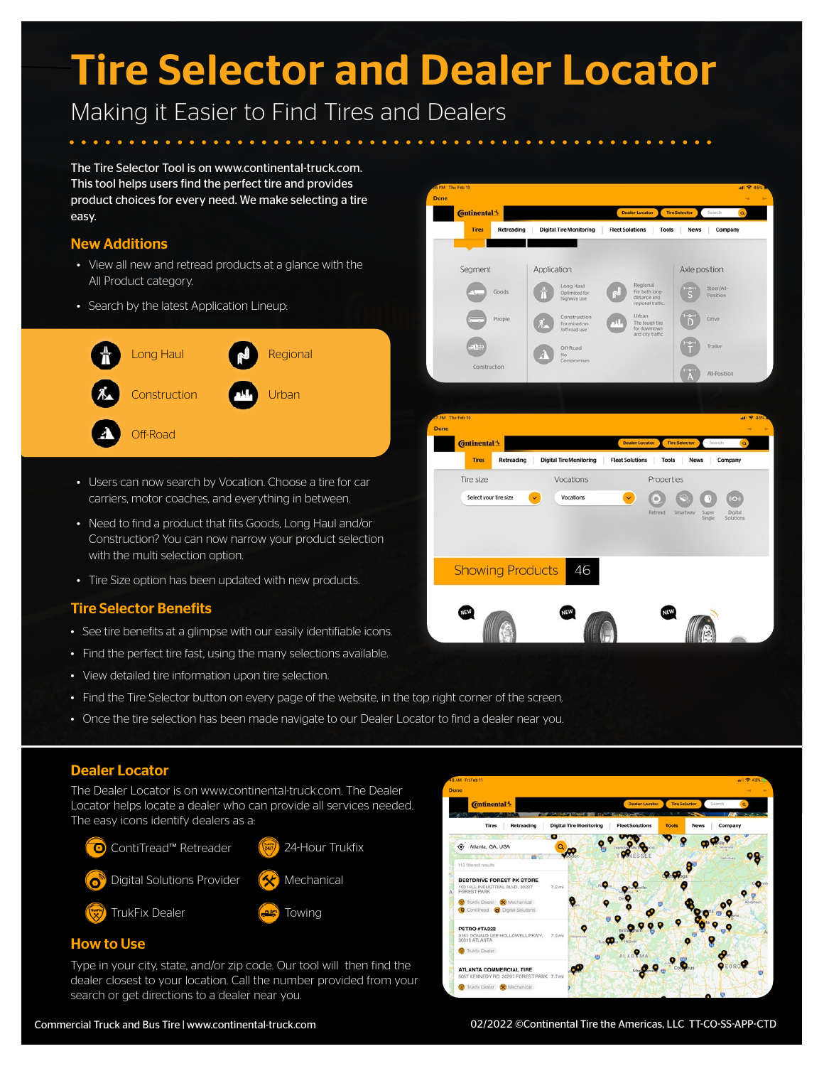# Tire Selector and Dealer Locator

## Making it Easier to Find Tires and Dealers

The Tire Selector Tool is on www.continental-truck.com. This tool helps users find the perfect tire and provides product choices for every need. We make selecting a tire easy.

### New Additions

- View all new and retread products at a glance with the All Product category.
- Search by the latest Application Lineup:

Long Haul
Regional
Construction
Urban
Off-Road

- Users can now search by Vocation. Choose a tire for car carriers, motor coaches, and everything in between.
- Need to find a product that fits Goods, Long Haul and/or Construction? You can now narrow your product selection with the multi selection option.
- Tire Size option has been updated with new products.

### Tire Selector Benefits

- See tire benefits at a glimpse with our easily identifiable icons.
- Find the perfect tire fast, using the many selections available.
- View detailed tire information upon tire selection.
- Find the Tire Selector button on every page of the website, in the top right corner of the screen.
- Once the tire selection has been made navigate to our Dealer Locator to find a dealer near you.

### Dealer Locator

The Dealer Locator is on www.continental-truck.com. The Dealer Locator helps locate a dealer who can provide all services needed. The easy icons identify dealers as a:

ContiTread™ Retreader
24-Hour Trukfix
Digital Solutions Provider
Mechanical
TrukFix Dealer
Towing

### How to Use

Type in your city, state, and/or zip code. Our tool will then find the dealer closest to your location. Call the number provided from your search or get directions to a dealer near you.

Commercial Truck and Bus Tire | www.continental-truck.com

02/2022 ©Continental Tire the Americas, LLC TT-CO-SS-APP-CTD